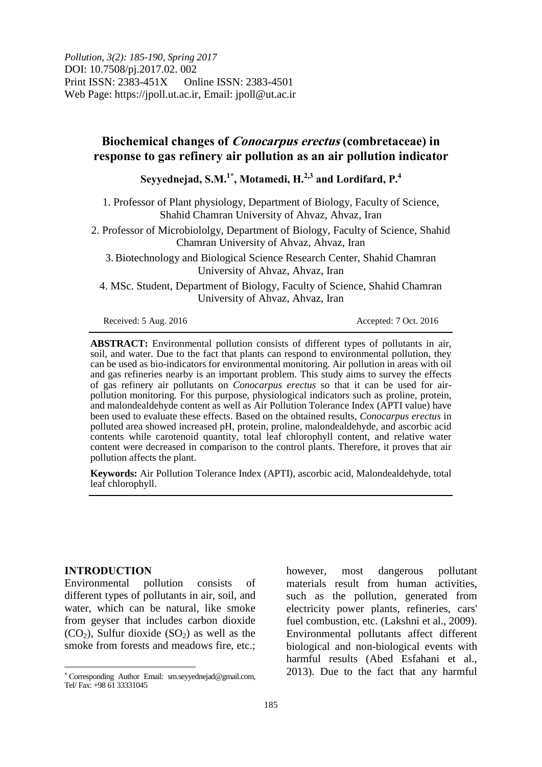Pollution, 3(2): 185-190, Spring 2017
DOI: 10.7508/pj.2017.02. 002
Print ISSN: 2383-451X Online ISSN: 2383-4501
Web Page: https://jpoll.ut.ac.ir, Email: jpoll@ut.ac.ir

# Biochemical changes of *Conocarpus erectus* (combretaceae) in response to gas refinery air pollution as an air pollution indicator

**Seyyednejad, S.M.[1*], Motamedi, H.[2,3] and Lordifard, P.[4]**

1. Professor of Plant physiology, Department of Biology, Faculty of Science, Shahid Chamran University of Ahvaz, Ahvaz, Iran
2. Professor of Microbiololgy, Department of Biology, Faculty of Science, Shahid Chamran University of Ahvaz, Ahvaz, Iran
3. Biotechnology and Biological Science Research Center, Shahid Chamran University of Ahvaz, Ahvaz, Iran
4. MSc. Student, Department of Biology, Faculty of Science, Shahid Chamran University of Ahvaz, Ahvaz, Iran

Received: 5 Aug. 2016 Accepted: 7 Oct. 2016

**ABSTRACT:** Environmental pollution consists of different types of pollutants in air, soil, and water. Due to the fact that plants can respond to environmental pollution, they can be used as bio-indicators for environmental monitoring. Air pollution in areas with oil and gas refineries nearby is an important problem. This study aims to survey the effects of gas refinery air pollutants on *Conocarpus erectus* so that it can be used for air-pollution monitoring. For this purpose, physiological indicators such as proline, protein, and malondealdehyde content as well as Air Pollution Tolerance Index (APTI value) have been used to evaluate these effects. Based on the obtained results, *Conocarpus erectus* in polluted area showed increased pH, protein, proline, malondealdehyde, and ascorbic acid contents while carotenoid quantity, total leaf chlorophyll content, and relative water content were decreased in comparison to the control plants. Therefore, it proves that air pollution affects the plant.

**Keywords:** Air Pollution Tolerance Index (APTI), ascorbic acid, Malondealdehyde, total leaf chlorophyll.

## INTRODUCTION

Environmental pollution consists of different types of pollutants in air, soil, and water, which can be natural, like smoke from geyser that includes carbon dioxide ($CO_2$), Sulfur dioxide ($SO_2$) as well as the smoke from forests and meadows fire, etc.; however, most dangerous pollutant materials result from human activities, such as the pollution, generated from electricity power plants, refineries, cars' fuel combustion, etc. (Lakshni et al., 2009). Environmental pollutants affect different biological and non-biological events with harmful results (Abed Esfahani et al., 2013). Due to the fact that any harmful

[*] Corresponding Author Email: sm.seyyednejad@gmail.com, Tel/ Fax: +98 61 33331045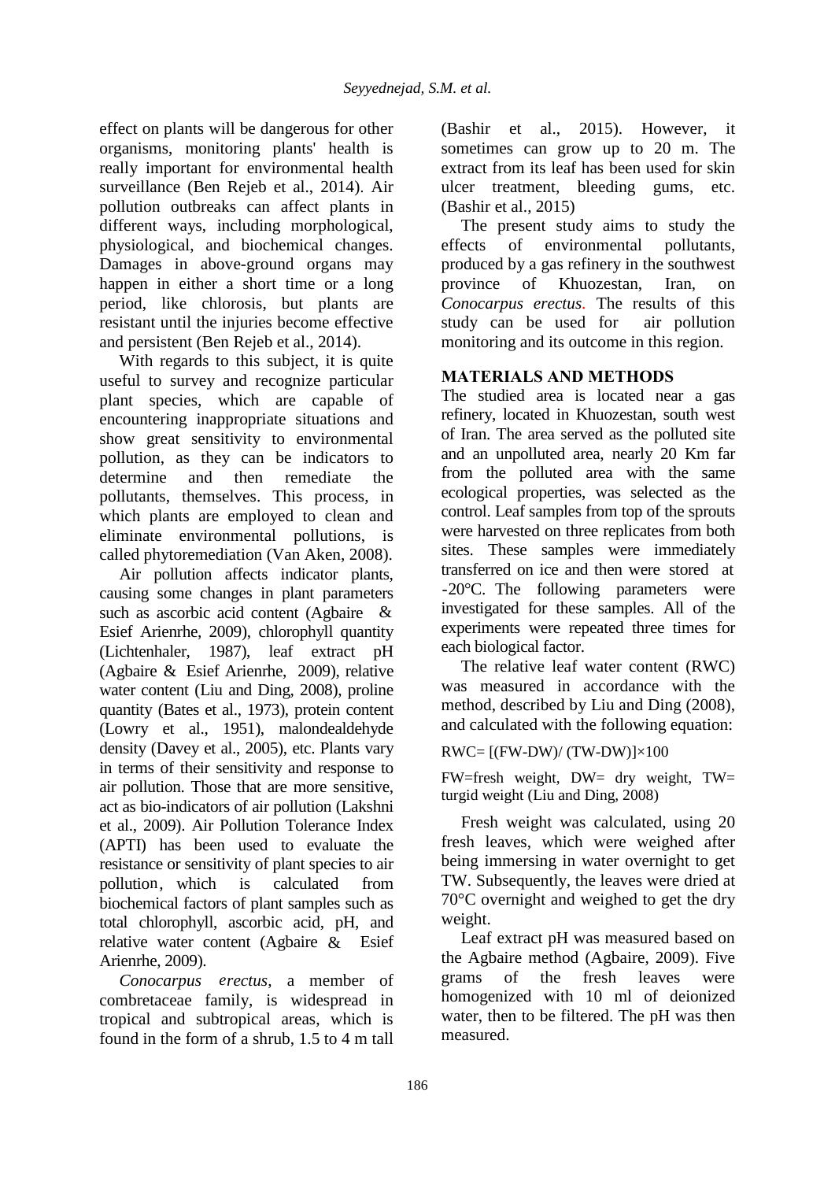effect on plants will be dangerous for other organisms, monitoring plants' health is really important for environmental health surveillance (Ben Rejeb et al., 2014). Air pollution outbreaks can affect plants in different ways, including morphological, physiological, and biochemical changes. Damages in above-ground organs may happen in either a short time or a long period, like chlorosis, but plants are resistant until the injuries become effective and persistent (Ben Rejeb et al., 2014).

With regards to this subject, it is quite useful to survey and recognize particular plant species, which are capable of encountering inappropriate situations and show great sensitivity to environmental pollution, as they can be indicators to determine and then remediate the pollutants, themselves. This process, in which plants are employed to clean and eliminate environmental pollutions, is called phytoremediation (Van Aken, 2008).

Air pollution affects indicator plants, causing some changes in plant parameters such as ascorbic acid content (Agbaire & Esief Arienrhe, 2009), chlorophyll quantity (Lichtenhaler, 1987), leaf extract pH (Agbaire & Esief Arienrhe, 2009), relative water content (Liu and Ding, 2008), proline quantity (Bates et al., 1973), protein content (Lowry et al., 1951), malondealdehyde density (Davey et al., 2005), etc. Plants vary in terms of their sensitivity and response to air pollution. Those that are more sensitive, act as bio-indicators of air pollution (Lakshni et al., 2009). Air Pollution Tolerance Index (APTI) has been used to evaluate the resistance or sensitivity of plant species to air pollution, which is calculated from biochemical factors of plant samples such as total chlorophyll, ascorbic acid, pH, and relative water content (Agbaire & Esief Arienrhe, 2009).

*Conocarpus erectus*, a member of combretaceae family, is widespread in tropical and subtropical areas, which is found in the form of a shrub, 1.5 to 4 m tall (Bashir et al., 2015). However, it sometimes can grow up to 20 m. The extract from its leaf has been used for skin ulcer treatment, bleeding gums, etc. (Bashir et al., 2015)

The present study aims to study the effects of environmental pollutants, produced by a gas refinery in the southwest province of Khuozestan, Iran, on *Conocarpus erectus*. The results of this study can be used for air pollution monitoring and its outcome in this region.

## MATERIALS AND METHODS

The studied area is located near a gas refinery, located in Khuozestan, south west of Iran. The area served as the polluted site and an unpolluted area, nearly 20 Km far from the polluted area with the same ecological properties, was selected as the control. Leaf samples from top of the sprouts were harvested on three replicates from both sites. These samples were immediately transferred on ice and then were stored at -20°C. The following parameters were investigated for these samples. All of the experiments were repeated three times for each biological factor.

The relative leaf water content (RWC) was measured in accordance with the method, described by Liu and Ding (2008), and calculated with the following equation:

$$RWC = [(FW-DW)/(TW-DW)] \times 100$$

FW=fresh weight, DW= dry weight, TW= turgid weight (Liu and Ding, 2008)

Fresh weight was calculated, using 20 fresh leaves, which were weighed after being immersing in water overnight to get TW. Subsequently, the leaves were dried at 70°C overnight and weighed to get the dry weight.

Leaf extract pH was measured based on the Agbaire method (Agbaire, 2009). Five grams of the fresh leaves were homogenized with 10 ml of deionized water, then to be filtered. The pH was then measured.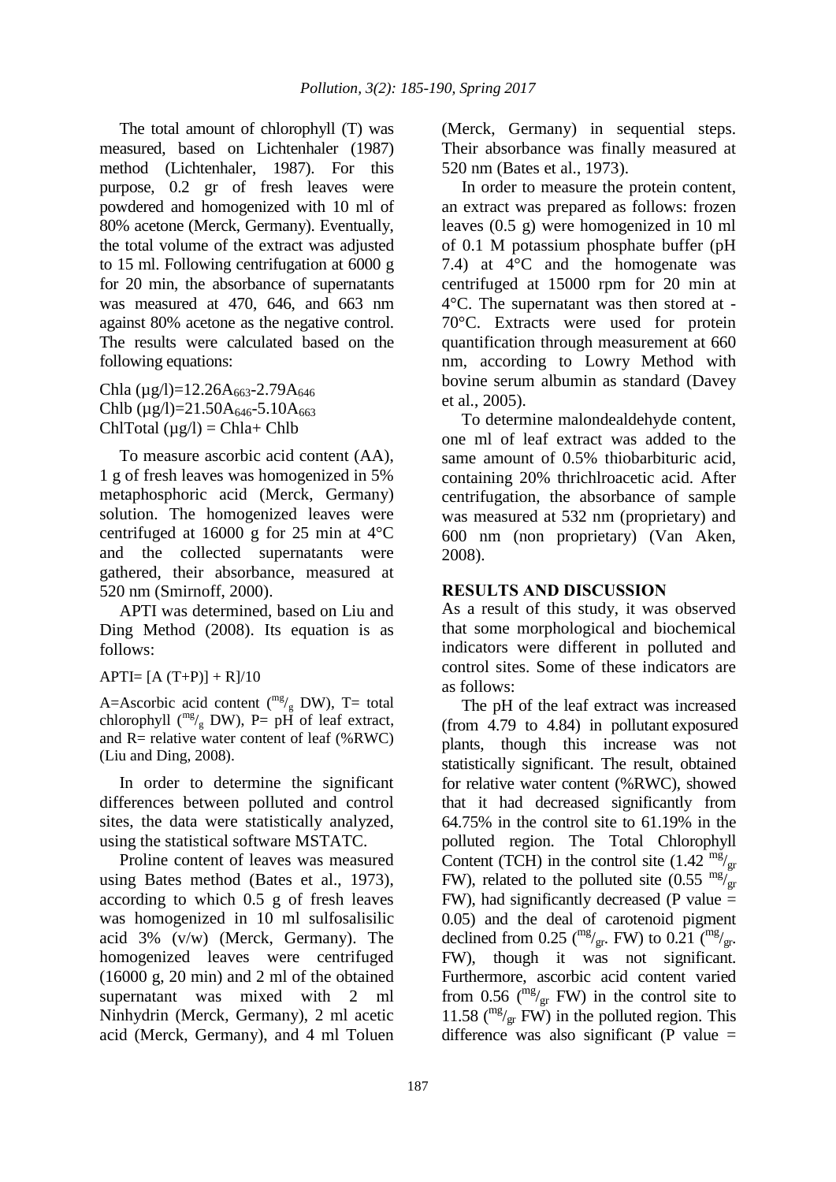The total amount of chlorophyll (T) was measured, based on Lichtenhaler (1987) method (Lichtenhaler, 1987). For this purpose, 0.2 gr of fresh leaves were powdered and homogenized with 10 ml of 80% acetone (Merck, Germany). Eventually, the total volume of the extract was adjusted to 15 ml. Following centrifugation at 6000 g for 20 min, the absorbance of supernatants was measured at 470, 646, and 663 nm against 80% acetone as the negative control. The results were calculated based on the following equations:

Chla (µg/l)=$12.26A_{663}$-$2.79A_{646}$
Chlb (µg/l)=$21.50A_{646}$-$5.10A_{663}$
ChlTotal (µg/l) = Chla+ Chlb

To measure ascorbic acid content (AA), 1 g of fresh leaves was homogenized in 5% metaphosphoric acid (Merck, Germany) solution. The homogenized leaves were centrifuged at 16000 g for 25 min at 4°C and the collected supernatants were gathered, their absorbance, measured at 520 nm (Smirnoff, 2000).

APTI was determined, based on Liu and Ding Method (2008). Its equation is as follows:

APTI= [A (T+P)] + R]/10

A=Ascorbic acid content ($^{mg}/_{g}$ DW), T= total chlorophyll ($^{mg}/_{g}$ DW), P= pH of leaf extract, and R= relative water content of leaf (%RWC) (Liu and Ding, 2008).

In order to determine the significant differences between polluted and control sites, the data were statistically analyzed, using the statistical software MSTATC.

Proline content of leaves was measured using Bates method (Bates et al., 1973), according to which 0.5 g of fresh leaves was homogenized in 10 ml sulfosalisilic acid 3% (v/w) (Merck, Germany). The homogenized leaves were centrifuged (16000 g, 20 min) and 2 ml of the obtained supernatant was mixed with 2 ml Ninhydrin (Merck, Germany), 2 ml acetic acid (Merck, Germany), and 4 ml Toluen (Merck, Germany) in sequential steps. Their absorbance was finally measured at 520 nm (Bates et al., 1973).

In order to measure the protein content, an extract was prepared as follows: frozen leaves (0.5 g) were homogenized in 10 ml of 0.1 M potassium phosphate buffer (pH 7.4) at 4°C and the homogenate was centrifuged at 15000 rpm for 20 min at 4°C. The supernatant was then stored at -70°C. Extracts were used for protein quantification through measurement at 660 nm, according to Lowry Method with bovine serum albumin as standard (Davey et al., 2005).

To determine malondealdehyde content, one ml of leaf extract was added to the same amount of 0.5% thiobarbituric acid, containing 20% thrichlroacetic acid. After centrifugation, the absorbance of sample was measured at 532 nm (proprietary) and 600 nm (non proprietary) (Van Aken, 2008).

## RESULTS AND DISCUSSION

As a result of this study, it was observed that some morphological and biochemical indicators were different in polluted and control sites. Some of these indicators are as follows:

The pH of the leaf extract was increased (from 4.79 to 4.84) in pollutant exposured plants, though this increase was not statistically significant. The result, obtained for relative water content (%RWC), showed that it had decreased significantly from 64.75% in the control site to 61.19% in the polluted region. The Total Chlorophyll Content (TCH) in the control site (1.42 $^{mg}/_{gr}$ FW), related to the polluted site (0.55 $^{mg}/_{gr}$ FW), had significantly decreased (P value = 0.05) and the deal of carotenoid pigment declined from 0.25 ($^{mg}/_{gr}$. FW) to 0.21 ($^{mg}/_{gr}$. FW), though it was not significant. Furthermore, ascorbic acid content varied from 0.56 ($^{mg}/_{gr}$ FW) in the control site to 11.58 ($^{mg}/_{gr}$ FW) in the polluted region. This difference was also significant (P value =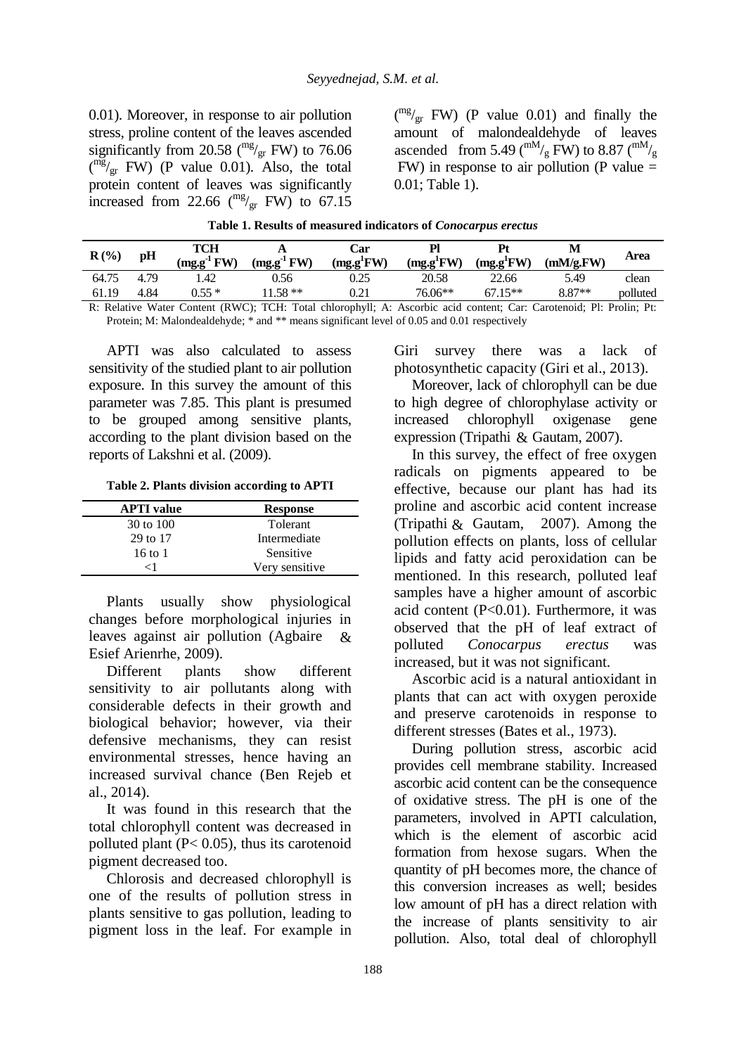0.01). Moreover, in response to air pollution stress, proline content of the leaves ascended significantly from 20.58 ($^{mg}/_{gr}$ FW) to 76.06 ($^{mg}/_{gr}$ FW) (P value 0.01). Also, the total protein content of leaves was significantly increased from 22.66 ($^{mg}/_{gr}$ FW) to 67.15 ($^{mg}/_{gr}$ FW) (P value 0.01) and finally the amount of malondealdehyde of leaves ascended from 5.49 ($^{mM}/_{g}$ FW) to 8.87 ($^{mM}/_{g}$ FW) in response to air pollution (P value = 0.01; Table 1).

**Table 1. Results of measured indicators of *Conocarpus erectus***

| R (%) | pH | TCH ($mg.g^{-1}$ FW) | A ($mg.g^{-1}$ FW) | Car ($mg.g^{1}FW$) | Pl ($mg.g^{1}FW$) | Pt ($mg.g^{1}FW$) | M (mM/g.FW) | Area |
|---|---|---|---|---|---|---|---|---|
| 64.75 | 4.79 | 1.42 | 0.56 | 0.25 | 20.58 | 22.66 | 5.49 | clean |
| 61.19 | 4.84 | 0.55 * | 11.58 ** | 0.21 | 76.06** | 67.15** | 8.87** | polluted |

R: Relative Water Content (RWC); TCH: Total chlorophyll; A: Ascorbic acid content; Car: Carotenoid; Pl: Prolin; Pt: Protein; M: Malondealdehyde; * and ** means significant level of 0.05 and 0.01 respectively

APTI was also calculated to assess sensitivity of the studied plant to air pollution exposure. In this survey the amount of this parameter was 7.85. This plant is presumed to be grouped among sensitive plants, according to the plant division based on the reports of Lakshni et al. (2009).

**Table 2. Plants division according to APTI**

| APTI value | Response |
|---|---|
| 30 to 100 | Tolerant |
| 29 to 17 | Intermediate |
| 16 to 1 | Sensitive |
| <1 | Very sensitive |

Plants usually show physiological changes before morphological injuries in leaves against air pollution (Agbaire & Esief Arienrhe, 2009).

Different plants show different sensitivity to air pollutants along with considerable defects in their growth and biological behavior; however, via their defensive mechanisms, they can resist environmental stresses, hence having an increased survival chance (Ben Rejeb et al., 2014).

It was found in this research that the total chlorophyll content was decreased in polluted plant (P< 0.05), thus its carotenoid pigment decreased too.

Chlorosis and decreased chlorophyll is one of the results of pollution stress in plants sensitive to gas pollution, leading to pigment loss in the leaf. For example in Giri survey there was a lack of photosynthetic capacity (Giri et al., 2013).

Moreover, lack of chlorophyll can be due to high degree of chlorophylase activity or increased chlorophyll oxigenase gene expression (Tripathi & Gautam, 2007).

In this survey, the effect of free oxygen radicals on pigments appeared to be effective, because our plant has had its proline and ascorbic acid content increase (Tripathi & Gautam, 2007). Among the pollution effects on plants, loss of cellular lipids and fatty acid peroxidation can be mentioned. In this research, polluted leaf samples have a higher amount of ascorbic acid content (P<0.01). Furthermore, it was observed that the pH of leaf extract of polluted *Conocarpus erectus* was increased, but it was not significant.

Ascorbic acid is a natural antioxidant in plants that can act with oxygen peroxide and preserve carotenoids in response to different stresses (Bates et al., 1973).

During pollution stress, ascorbic acid provides cell membrane stability. Increased ascorbic acid content can be the consequence of oxidative stress. The pH is one of the parameters, involved in APTI calculation, which is the element of ascorbic acid formation from hexose sugars. When the quantity of pH becomes more, the chance of this conversion increases as well; besides low amount of pH has a direct relation with the increase of plants sensitivity to air pollution. Also, total deal of chlorophyll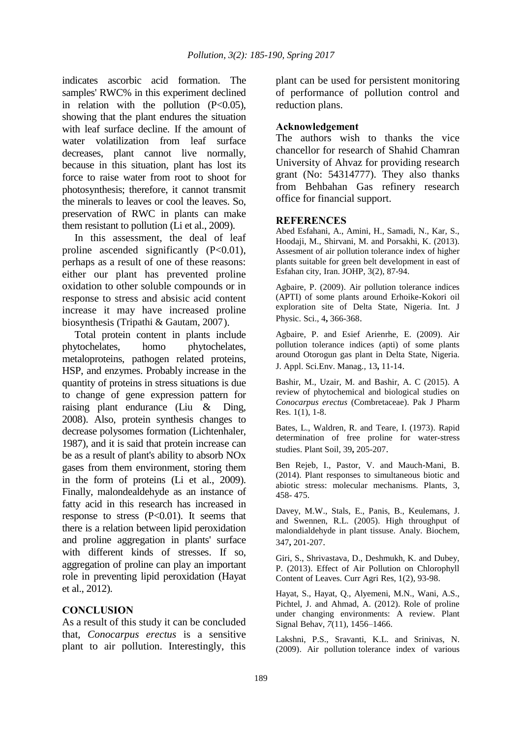indicates ascorbic acid formation. The samples' RWC% in this experiment declined in relation with the pollution ($P<0.05$), showing that the plant endures the situation with leaf surface decline. If the amount of water volatilization from leaf surface decreases, plant cannot live normally, because in this situation, plant has lost its force to raise water from root to shoot for photosynthesis; therefore, it cannot transmit the minerals to leaves or cool the leaves. So, preservation of RWC in plants can make them resistant to pollution (Li et al., 2009).

In this assessment, the deal of leaf proline ascended significantly ($P<0.01$), perhaps as a result of one of these reasons: either our plant has prevented proline oxidation to other soluble compounds or in response to stress and absisic acid content increase it may have increased proline biosynthesis (Tripathi & Gautam, 2007).

Total protein content in plants include phytochelates, homo phytochelates, metaloproteins, pathogen related proteins, HSP, and enzymes. Probably increase in the quantity of proteins in stress situations is due to change of gene expression pattern for raising plant endurance (Liu & Ding, 2008). Also, protein synthesis changes to decrease polysomes formation (Lichtenhaler, 1987), and it is said that protein increase can be as a result of plant's ability to absorb NOx gases from them environment, storing them in the form of proteins (Li et al., 2009). Finally, malondealdehyde as an instance of fatty acid in this research has increased in response to stress ($P<0.01$). It seems that there is a relation between lipid peroxidation and proline aggregation in plants' surface with different kinds of stresses. If so, aggregation of proline can play an important role in preventing lipid peroxidation (Hayat et al., 2012).

## CONCLUSION

As a result of this study it can be concluded that, *Conocarpus erectus* is a sensitive plant to air pollution. Interestingly, this plant can be used for persistent monitoring of performance of pollution control and reduction plans.

### Acknowledgement

The authors wish to thanks the vice chancellor for research of Shahid Chamran University of Ahvaz for providing research grant (No: 54314777). They also thanks from Behbahan Gas refinery research office for financial support.

## REFERENCES

Abed Esfahani, A., Amini, H., Samadi, N., Kar, S., Hoodaji, M., Shirvani, M. and Porsakhi, K. (2013). Assesment of air pollution tolerance index of higher plants suitable for green belt development in east of Esfahan city, Iran. JOHP, 3(2), 87-94.

Agbaire, P. (2009). Air pollution tolerance indices (APTI) of some plants around Erhoike-Kokori oil exploration site of Delta State, Nigeria. Int. J Physic. Sci., 4**,** 366-368.

Agbaire, P. and Esief Arienrhe, E. (2009). Air pollution tolerance indices (apti) of some plants around Otorogun gas plant in Delta State, Nigeria. J. Appl. Sci.Env. Manag., 13**,** 11-14.

Bashir, M., Uzair, M. and Bashir, A. C (2015). A review of phytochemical and biological studies on *Conocarpus erectus* (Combretaceae). Pak J Pharm Res. 1(1), 1-8.

Bates, L., Waldren, R. and Teare, I. (1973). Rapid determination of free proline for water-stress studies. Plant Soil, 39**,** 205-207.

Ben Rejeb, I., Pastor, V. and Mauch-Mani, B. (2014). Plant responses to simultaneous biotic and abiotic stress: molecular mechanisms. Plants, 3, 458- 475.

Davey, M.W., Stals, E., Panis, B., Keulemans, J. and Swennen, R.L. (2005). High throughput of malondialdehyde in plant tissuse. Analy. Biochem, 347**,** 201-207.

Giri, S., Shrivastava, D., Deshmukh, K. and Dubey, P. (2013). Effect of Air Pollution on Chlorophyll Content of Leaves. Curr Agri Res, 1(2), 93-98.

Hayat, S., Hayat, Q., Alyemeni, M.N., Wani, A.S., Pichtel, J. and Ahmad, A. (2012). Role of proline under changing environments: A review. Plant Signal Behav, *7*(11), 1456–1466.

Lakshni, P.S., Sravanti, K.L. and Srinivas, N. (2009). Air pollution tolerance index of various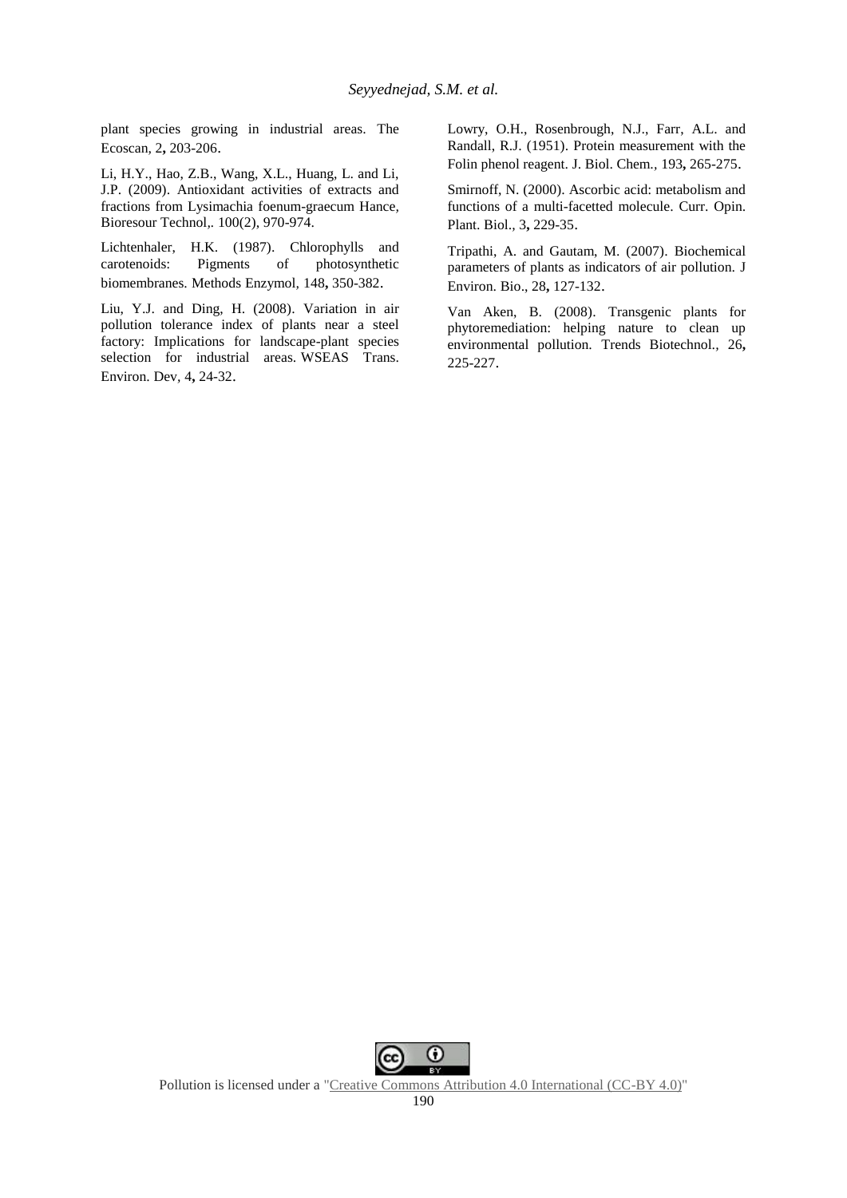plant species growing in industrial areas. The Ecoscan, 2**,** 203-206.

Li, H.Y., Hao, Z.B., Wang, X.L., Huang, L. and Li, J.P. (2009). Antioxidant activities of extracts and fractions from Lysimachia foenum-graecum Hance, Bioresour Technol,. 100(2), 970-974.

Lichtenhaler, H.K. (1987). Chlorophylls and carotenoids: Pigments of photosynthetic biomembranes. Methods Enzymol, 148**,** 350-382.

Liu, Y.J. and Ding, H. (2008). Variation in air pollution tolerance index of plants near a steel factory: Implications for landscape-plant species selection for industrial areas. WSEAS Trans. Environ. Dev, 4**,** 24-32.

Lowry, O.H., Rosenbrough, N.J., Farr, A.L. and Randall, R.J. (1951). Protein measurement with the Folin phenol reagent. J. Biol. Chem., 193**,** 265-275.

Smirnoff, N. (2000). Ascorbic acid: metabolism and functions of a multi-facetted molecule. Curr. Opin. Plant. Biol., 3**,** 229-35.

Tripathi, A. and Gautam, M. (2007). Biochemical parameters of plants as indicators of air pollution. J Environ. Bio., 28**,** 127-132.

Van Aken, B. (2008). Transgenic plants for phytoremediation: helping nature to clean up environmental pollution. Trends Biotechnol., 26**,** 225-227.

Pollution is licensed under a "Creative Commons Attribution 4.0 International (CC-BY 4.0)"